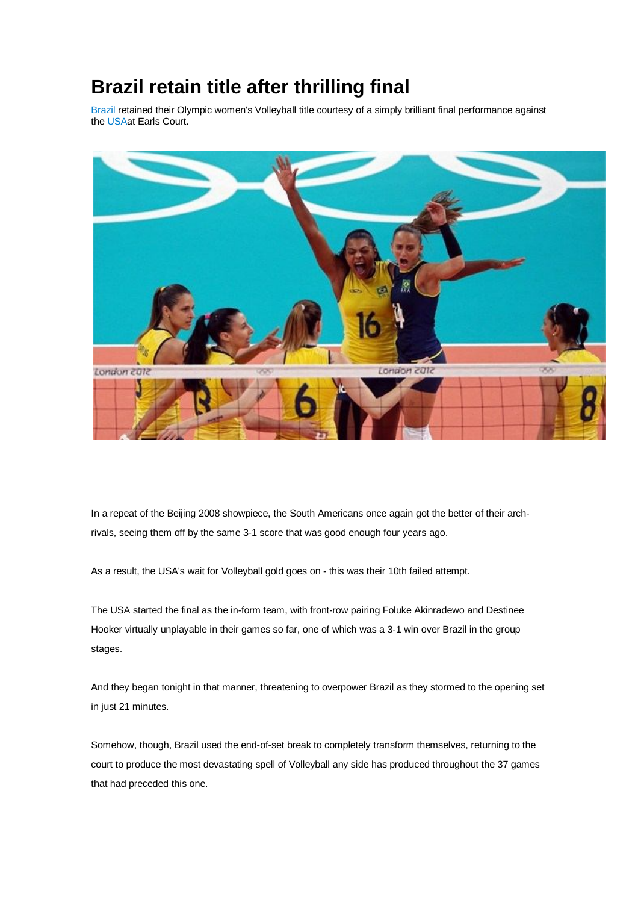# Brazil retain title after thrilling final

Brazil retained their Olympic women's Volleyball title courtesy of a simply brilliant final performance against the USAat Earls Court.

In a repeat of the Beijing 2008 showpiece, the South Americans once again got the better of their arch-rivals, seeing them off by the same 3-1 score that was good enough four years ago.

As a result, the USA's wait for Volleyball gold goes on - this was their 10th failed attempt.

The USA started the final as the in-form team, with front-row pairing Foluke Akinradewo and Destinee Hooker virtually unplayable in their games so far, one of which was a 3-1 win over Brazil in the group stages.

And they began tonight in that manner, threatening to overpower Brazil as they stormed to the opening set in just 21 minutes.

Somehow, though, Brazil used the end-of-set break to completely transform themselves, returning to the court to produce the most devastating spell of Volleyball any side has produced throughout the 37 games that had preceded this one.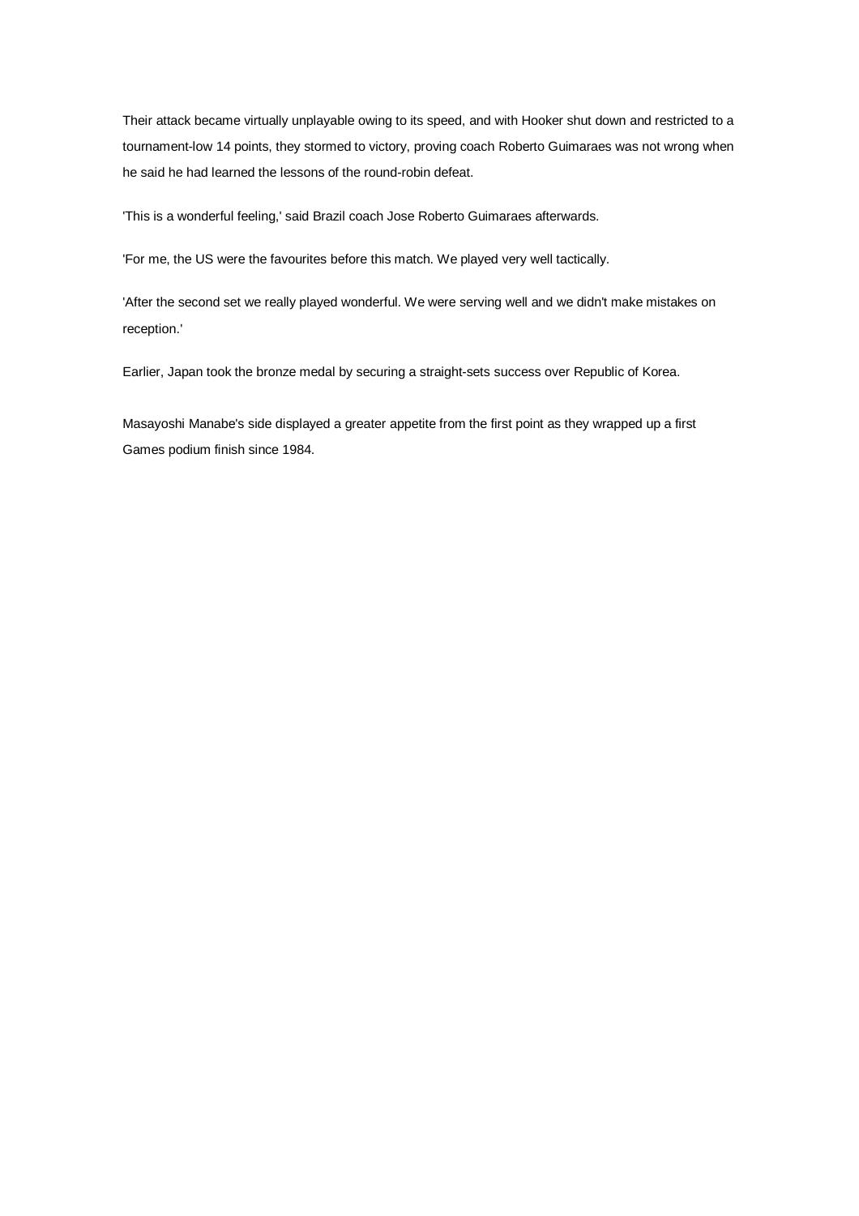Their attack became virtually unplayable owing to its speed, and with Hooker shut down and restricted to a tournament-low 14 points, they stormed to victory, proving coach Roberto Guimaraes was not wrong when he said he had learned the lessons of the round-robin defeat.

'This is a wonderful feeling,' said Brazil coach Jose Roberto Guimaraes afterwards.

'For me, the US were the favourites before this match. We played very well tactically.

'After the second set we really played wonderful. We were serving well and we didn't make mistakes on reception.'

Earlier, Japan took the bronze medal by securing a straight-sets success over Republic of Korea.

Masayoshi Manabe's side displayed a greater appetite from the first point as they wrapped up a first Games podium finish since 1984.